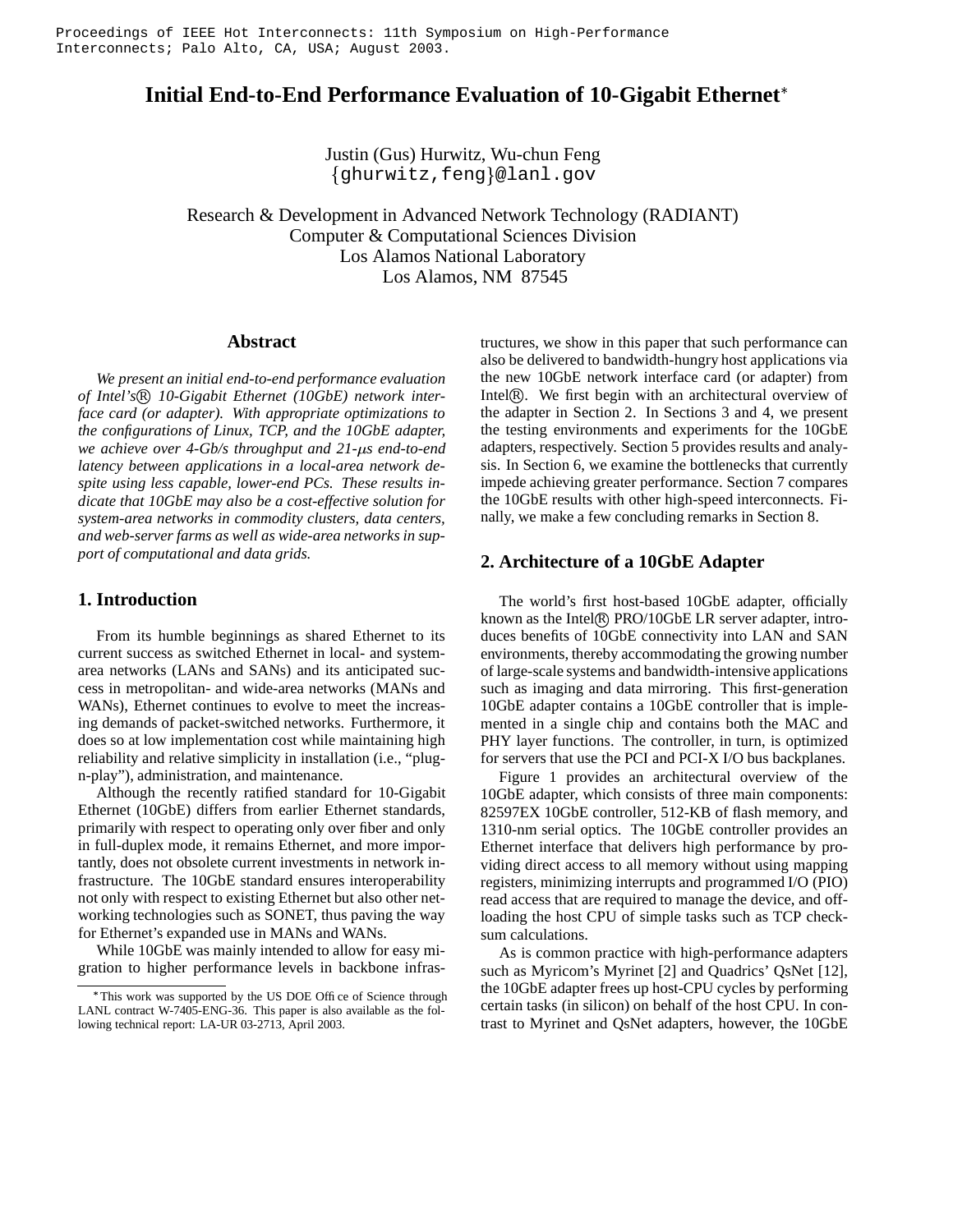Proceedings of IEEE Hot Interconnects: 11th Symposium on High-Performance Interconnects; Palo Alto, CA, USA; August 2003.

# Initial End-to-End Performance Evaluation of 10-Gigabit Ethernet*

Justin (Gus) Hurwitz, Wu-chun Feng
{ghurwitz,feng}@lanl.gov

Research & Development in Advanced Network Technology (RADIANT)
Computer & Computational Sciences Division
Los Alamos National Laboratory
Los Alamos, NM 87545

## Abstract

*We present an initial end-to-end performance evaluation of Intel's® 10-Gigabit Ethernet (10GbE) network interface card (or adapter). With appropriate optimizations to the configurations of Linux, TCP, and the 10GbE adapter, we achieve over 4-Gb/s throughput and 21-$\mu$s end-to-end latency between applications in a local-area network despite using less capable, lower-end PCs. These results indicate that 10GbE may also be a cost-effective solution for system-area networks in commodity clusters, data centers, and web-server farms as well as wide-area networks in support of computational and data grids.*

## 1. Introduction

From its humble beginnings as shared Ethernet to its current success as switched Ethernet in local- and system-area networks (LANs and SANs) and its anticipated success in metropolitan- and wide-area networks (MANs and WANs), Ethernet continues to evolve to meet the increasing demands of packet-switched networks. Furthermore, it does so at low implementation cost while maintaining high reliability and relative simplicity in installation (i.e., "plug-n-play"), administration, and maintenance.

Although the recently ratified standard for 10-Gigabit Ethernet (10GbE) differs from earlier Ethernet standards, primarily with respect to operating only over fiber and only in full-duplex mode, it remains Ethernet, and more importantly, does not obsolete current investments in network infrastructure. The 10GbE standard ensures interoperability not only with respect to existing Ethernet but also other networking technologies such as SONET, thus paving the way for Ethernet's expanded use in MANs and WANs.

While 10GbE was mainly intended to allow for easy migration to higher performance levels in backbone infrastructures, we show in this paper that such performance can also be delivered to bandwidth-hungry host applications via the new 10GbE network interface card (or adapter) from Intel®. We first begin with an architectural overview of the adapter in Section 2. In Sections 3 and 4, we present the testing environments and experiments for the 10GbE adapters, respectively. Section 5 provides results and analysis. In Section 6, we examine the bottlenecks that currently impede achieving greater performance. Section 7 compares the 10GbE results with other high-speed interconnects. Finally, we make a few concluding remarks in Section 8.

## 2. Architecture of a 10GbE Adapter

The world's first host-based 10GbE adapter, officially known as the Intel® PRO/10GbE LR server adapter, introduces benefits of 10GbE connectivity into LAN and SAN environments, thereby accommodating the growing number of large-scale systems and bandwidth-intensive applications such as imaging and data mirroring. This first-generation 10GbE adapter contains a 10GbE controller that is implemented in a single chip and contains both the MAC and PHY layer functions. The controller, in turn, is optimized for servers that use the PCI and PCI-X I/O bus backplanes.

Figure 1 provides an architectural overview of the 10GbE adapter, which consists of three main components: 82597EX 10GbE controller, 512-KB of flash memory, and 1310-nm serial optics. The 10GbE controller provides an Ethernet interface that delivers high performance by providing direct access to all memory without using mapping registers, minimizing interrupts and programmed I/O (PIO) read access that are required to manage the device, and offloading the host CPU of simple tasks such as TCP checksum calculations.

As is common practice with high-performance adapters such as Myricom's Myrinet [2] and Quadrics' QsNet [12], the 10GbE adapter frees up host-CPU cycles by performing certain tasks (in silicon) on behalf of the host CPU. In contrast to Myrinet and QsNet adapters, however, the 10GbE

*This work was supported by the US DOE Office of Science through LANL contract W-7405-ENG-36. This paper is also available as the following technical report: LA-UR 03-2713, April 2003.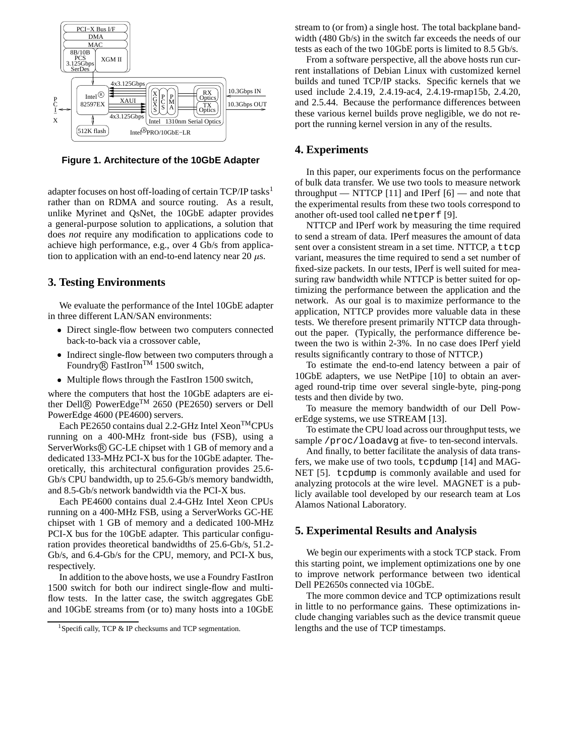**Figure 1. Architecture of the 10GbE Adapter**

adapter focuses on host off-loading of certain TCP/IP tasks[1] rather than on RDMA and source routing. As a result, unlike Myrinet and QsNet, the 10GbE adapter provides a general-purpose solution to applications, a solution that does *not* require any modification to applications code to achieve high performance, e.g., over 4 Gb/s from application to application with an end-to-end latency near 20 $\mu$s.

## 3. Testing Environments

We evaluate the performance of the Intel 10GbE adapter in three different LAN/SAN environments:

- Direct single-flow between two computers connected back-to-back via a crossover cable,
- Indirect single-flow between two computers through a Foundry® FastIron™ 1500 switch,
- Multiple flows through the FastIron 1500 switch,

where the computers that host the 10GbE adapters are either Dell® PowerEdge™ 2650 (PE2650) servers or Dell PowerEdge 4600 (PE4600) servers.

Each PE2650 contains dual 2.2-GHz Intel Xeon™CPUs running on a 400-MHz front-side bus (FSB), using a ServerWorks® GC-LE chipset with 1 GB of memory and a dedicated 133-MHz PCI-X bus for the 10GbE adapter. Theoretically, this architectural configuration provides 25.6-Gb/s CPU bandwidth, up to 25.6-Gb/s memory bandwidth, and 8.5-Gb/s network bandwidth via the PCI-X bus.

Each PE4600 contains dual 2.4-GHz Intel Xeon CPUs running on a 400-MHz FSB, using a ServerWorks GC-HE chipset with 1 GB of memory and a dedicated 100-MHz PCI-X bus for the 10GbE adapter. This particular configuration provides theoretical bandwidths of 25.6-Gb/s, 51.2-Gb/s, and 6.4-Gb/s for the CPU, memory, and PCI-X bus, respectively.

In addition to the above hosts, we use a Foundry FastIron 1500 switch for both our indirect single-flow and multi-flow tests. In the latter case, the switch aggregates GbE and 10GbE streams from (or to) many hosts into a 10GbE stream to (or from) a single host. The total backplane bandwidth (480 Gb/s) in the switch far exceeds the needs of our tests as each of the two 10GbE ports is limited to 8.5 Gb/s.

From a software perspective, all the above hosts run current installations of Debian Linux with customized kernel builds and tuned TCP/IP stacks. Specific kernels that we used include 2.4.19, 2.4.19-ac4, 2.4.19-rmap15b, 2.4.20, and 2.5.44. Because the performance differences between these various kernel builds prove negligible, we do not report the running kernel version in any of the results.

## 4. Experiments

In this paper, our experiments focus on the performance of bulk data transfer. We use two tools to measure network throughput — NTTCP [11] and IPerf [6] — and note that the experimental results from these two tools correspond to another oft-used tool called `netperf` [9].

NTTCP and IPerf work by measuring the time required to send a stream of data. IPerf measures the amount of data sent over a consistent stream in a set time. NTTCP, a `ttcp` variant, measures the time required to send a set number of fixed-size packets. In our tests, IPerf is well suited for measuring raw bandwidth while NTTCP is better suited for optimizing the performance between the application and the network. As our goal is to maximize performance to the application, NTTCP provides more valuable data in these tests. We therefore present primarily NTTCP data throughout the paper. (Typically, the performance difference between the two is within 2-3%. In no case does IPerf yield results significantly contrary to those of NTTCP.)

To estimate the end-to-end latency between a pair of 10GbE adapters, we use NetPipe [10] to obtain an averaged round-trip time over several single-byte, ping-pong tests and then divide by two.

To measure the memory bandwidth of our Dell PowerEdge systems, we use STREAM [13].

To estimate the CPU load across our throughput tests, we sample `/proc/loadavg` at five- to ten-second intervals.

And finally, to better facilitate the analysis of data transfers, we make use of two tools, `tcpdump` [14] and MAGNET [5]. `tcpdump` is commonly available and used for analyzing protocols at the wire level. MAGNET is a publicly available tool developed by our research team at Los Alamos National Laboratory.

## 5. Experimental Results and Analysis

We begin our experiments with a stock TCP stack. From this starting point, we implement optimizations one by one to improve network performance between two identical Dell PE2650s connected via 10GbE.

The more common device and TCP optimizations result in little to no performance gains. These optimizations include changing variables such as the device transmit queue lengths and the use of TCP timestamps.

[1] Specifically, TCP & IP checksums and TCP segmentation.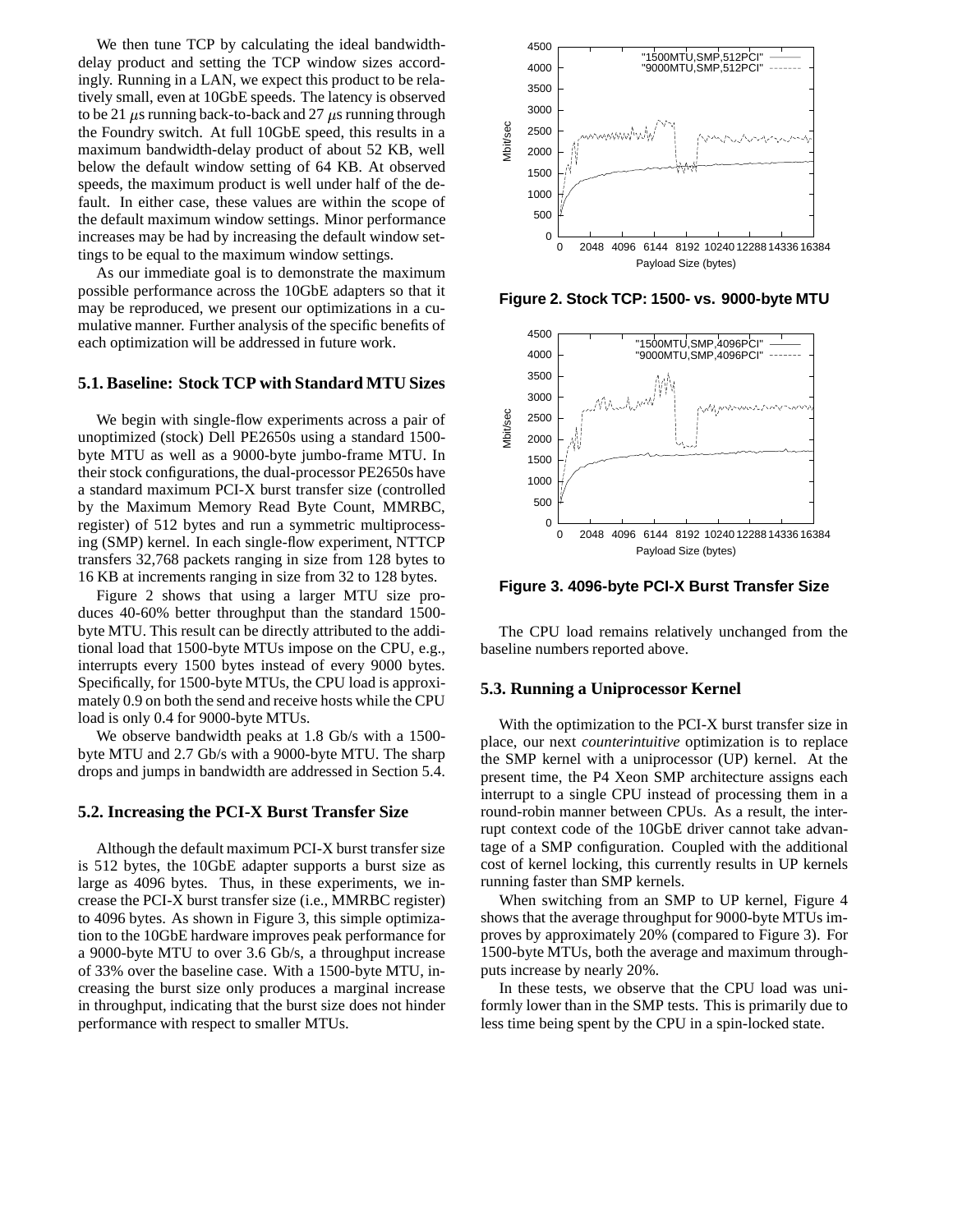We then tune TCP by calculating the ideal bandwidth-delay product and setting the TCP window sizes accordingly. Running in a LAN, we expect this product to be relatively small, even at 10GbE speeds. The latency is observed to be 21 $\mu$s running back-to-back and 27 $\mu$s running through the Foundry switch. At full 10GbE speed, this results in a maximum bandwidth-delay product of about 52 KB, well below the default window setting of 64 KB. At observed speeds, the maximum product is well under half of the default. In either case, these values are within the scope of the default maximum window settings. Minor performance increases may be had by increasing the default window settings to be equal to the maximum window settings.

As our immediate goal is to demonstrate the maximum possible performance across the 10GbE adapters so that it may be reproduced, we present our optimizations in a cumulative manner. Further analysis of the specific benefits of each optimization will be addressed in future work.

### 5.1. Baseline: Stock TCP with Standard MTU Sizes

We begin with single-flow experiments across a pair of unoptimized (stock) Dell PE2650s using a standard 1500-byte MTU as well as a 9000-byte jumbo-frame MTU. In their stock configurations, the dual-processor PE2650s have a standard maximum PCI-X burst transfer size (controlled by the Maximum Memory Read Byte Count, MMRBC, register) of 512 bytes and run a symmetric multiprocessing (SMP) kernel. In each single-flow experiment, NTTCP transfers 32,768 packets ranging in size from 128 bytes to 16 KB at increments ranging in size from 32 to 128 bytes.

Figure 2 shows that using a larger MTU size produces 40-60% better throughput than the standard 1500-byte MTU. This result can be directly attributed to the additional load that 1500-byte MTUs impose on the CPU, e.g., interrupts every 1500 bytes instead of every 9000 bytes. Specifically, for 1500-byte MTUs, the CPU load is approximately 0.9 on both the send and receive hosts while the CPU load is only 0.4 for 9000-byte MTUs.

We observe bandwidth peaks at 1.8 Gb/s with a 1500-byte MTU and 2.7 Gb/s with a 9000-byte MTU. The sharp drops and jumps in bandwidth are addressed in Section 5.4.

### 5.2. Increasing the PCI-X Burst Transfer Size

Although the default maximum PCI-X burst transfer size is 512 bytes, the 10GbE adapter supports a burst size as large as 4096 bytes. Thus, in these experiments, we increase the PCI-X burst transfer size (i.e., MMRBC register) to 4096 bytes. As shown in Figure 3, this simple optimization to the 10GbE hardware improves peak performance for a 9000-byte MTU to over 3.6 Gb/s, a throughput increase of 33% over the baseline case. With a 1500-byte MTU, increasing the burst size only produces a marginal increase in throughput, indicating that the burst size does not hinder performance with respect to smaller MTUs.

**Figure 2. Stock TCP: 1500- vs. 9000-byte MTU**

**Figure 3. 4096-byte PCI-X Burst Transfer Size**

The CPU load remains relatively unchanged from the baseline numbers reported above.

### 5.3. Running a Uniprocessor Kernel

With the optimization to the PCI-X burst transfer size in place, our next *counterintuitive* optimization is to replace the SMP kernel with a uniprocessor (UP) kernel. At the present time, the P4 Xeon SMP architecture assigns each interrupt to a single CPU instead of processing them in a round-robin manner between CPUs. As a result, the interrupt context code of the 10GbE driver cannot take advantage of a SMP configuration. Coupled with the additional cost of kernel locking, this currently results in UP kernels running faster than SMP kernels.

When switching from an SMP to UP kernel, Figure 4 shows that the average throughput for 9000-byte MTUs improves by approximately 20% (compared to Figure 3). For 1500-byte MTUs, both the average and maximum throughputs increase by nearly 20%.

In these tests, we observe that the CPU load was uniformly lower than in the SMP tests. This is primarily due to less time being spent by the CPU in a spin-locked state.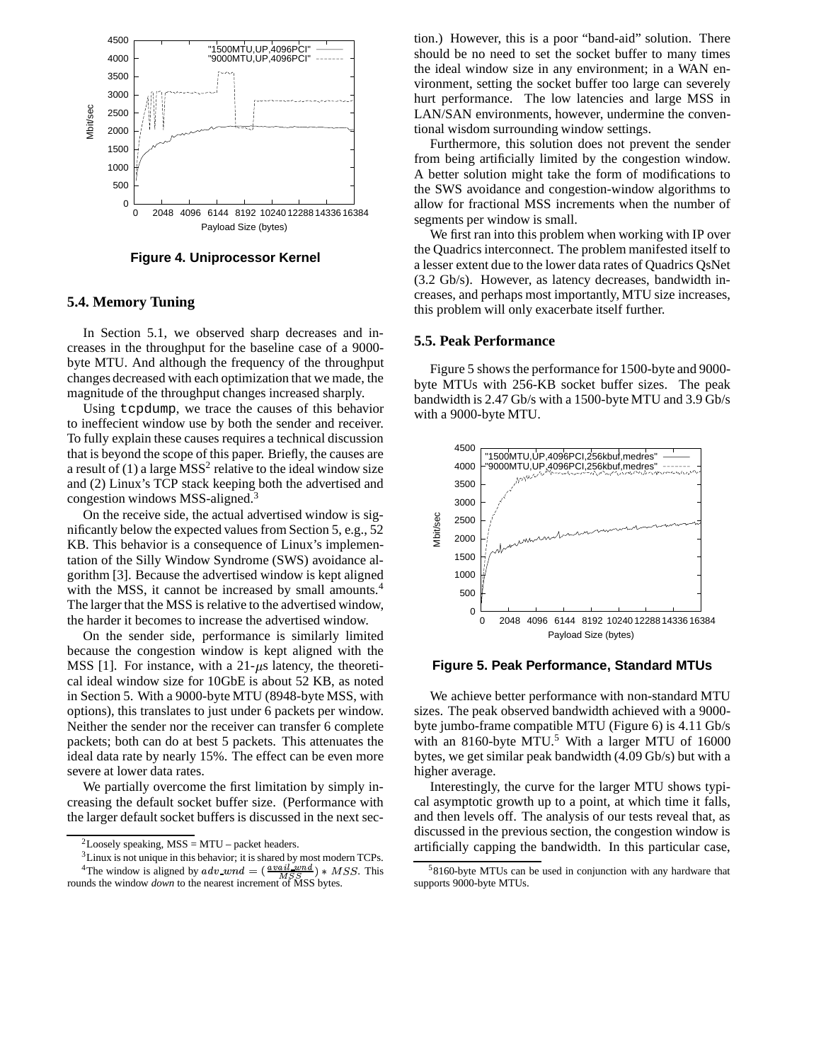Figure 4. Uniprocessor Kernel

### 5.4. Memory Tuning

In Section 5.1, we observed sharp decreases and increases in the throughput for the baseline case of a 9000-byte MTU. And although the frequency of the throughput changes decreased with each optimization that we made, the magnitude of the throughput changes increased sharply.

Using `tcpdump`, we trace the causes of this behavior to ineffecient window use by both the sender and receiver. To fully explain these causes requires a technical discussion that is beyond the scope of this paper. Briefly, the causes are a result of (1) a large MSS[2] relative to the ideal window size and (2) Linux's TCP stack keeping both the advertised and congestion windows MSS-aligned.[3]

On the receive side, the actual advertised window is significantly below the expected values from Section 5, e.g., 52 KB. This behavior is a consequence of Linux's implementation of the Silly Window Syndrome (SWS) avoidance algorithm [3]. Because the advertised window is kept aligned with the MSS, it cannot be increased by small amounts.[4] The larger that the MSS is relative to the advertised window, the harder it becomes to increase the advertised window.

On the sender side, performance is similarly limited because the congestion window is kept aligned with the MSS [1]. For instance, with a 21-$\mu$s latency, the theoretical ideal window size for 10GbE is about 52 KB, as noted in Section 5. With a 9000-byte MTU (8948-byte MSS, with options), this translates to just under 6 packets per window. Neither the sender nor the receiver can transfer 6 complete packets; both can do at best 5 packets. This attenuates the ideal data rate by nearly 15%. The effect can be even more severe at lower data rates.

We partially overcome the first limitation by simply increasing the default socket buffer size. (Performance with the larger default socket buffers is discussed in the next section.) However, this is a poor "band-aid" solution. There should be no need to set the socket buffer to many times the ideal window size in any environment; in a WAN environment, setting the socket buffer too large can severely hurt performance. The low latencies and large MSS in LAN/SAN environments, however, undermine the conventional wisdom surrounding window settings.

Furthermore, this solution does not prevent the sender from being artificially limited by the congestion window. A better solution might take the form of modifications to the SWS avoidance and congestion-window algorithms to allow for fractional MSS increments when the number of segments per window is small.

We first ran into this problem when working with IP over the Quadrics interconnect. The problem manifested itself to a lesser extent due to the lower data rates of Quadrics QsNet (3.2 Gb/s). However, as latency decreases, bandwidth increases, and perhaps most importantly, MTU size increases, this problem will only exacerbate itself further.

### 5.5. Peak Performance

Figure 5 shows the performance for 1500-byte and 9000-byte MTUs with 256-KB socket buffer sizes. The peak bandwidth is 2.47 Gb/s with a 1500-byte MTU and 3.9 Gb/s with a 9000-byte MTU.

Figure 5. Peak Performance, Standard MTUs

We achieve better performance with non-standard MTU sizes. The peak observed bandwidth achieved with a 9000-byte jumbo-frame compatible MTU (Figure 6) is 4.11 Gb/s with an 8160-byte MTU.[5] With a larger MTU of 16000 bytes, we get similar peak bandwidth (4.09 Gb/s) but with a higher average.

Interestingly, the curve for the larger MTU shows typical asymptotic growth up to a point, at which time it falls, and then levels off. The analysis of our tests reveal that, as discussed in the previous section, the congestion window is artificially capping the bandwidth. In this particular case,

---

[2] Loosely speaking, MSS = MTU – packet headers.

[3] Linux is not unique in this behavior; it is shared by most modern TCPs.

[4] The window is aligned by $adv\_wnd = (\frac{avail\_wnd}{MSS}) * MSS$. This rounds the window *down* to the nearest increment of MSS bytes.

[5] 8160-byte MTUs can be used in conjunction with any hardware that supports 9000-byte MTUs.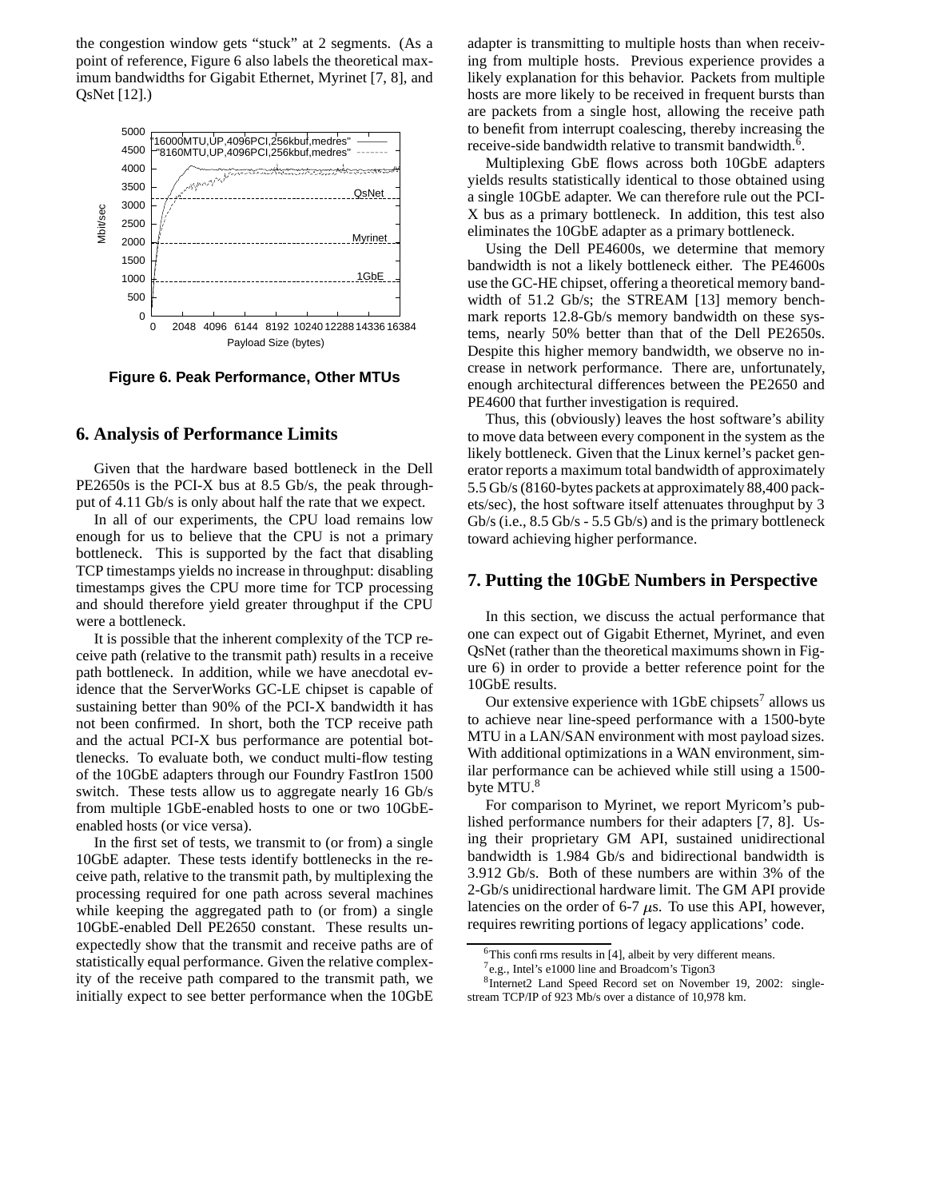the congestion window gets "stuck" at 2 segments. (As a point of reference, Figure 6 also labels the theoretical maximum bandwidths for Gigabit Ethernet, Myrinet [7, 8], and QsNet [12].)

**Figure 6. Peak Performance, Other MTUs**

## 6. Analysis of Performance Limits

Given that the hardware based bottleneck in the Dell PE2650s is the PCI-X bus at 8.5 Gb/s, the peak throughput of 4.11 Gb/s is only about half the rate that we expect.

In all of our experiments, the CPU load remains low enough for us to believe that the CPU is not a primary bottleneck. This is supported by the fact that disabling TCP timestamps yields no increase in throughput: disabling timestamps gives the CPU more time for TCP processing and should therefore yield greater throughput if the CPU were a bottleneck.

It is possible that the inherent complexity of the TCP receive path (relative to the transmit path) results in a receive path bottleneck. In addition, while we have anecdotal evidence that the ServerWorks GC-LE chipset is capable of sustaining better than 90% of the PCI-X bandwidth it has not been confirmed. In short, both the TCP receive path and the actual PCI-X bus performance are potential bottlenecks. To evaluate both, we conduct multi-flow testing of the 10GbE adapters through our Foundry FastIron 1500 switch. These tests allow us to aggregate nearly 16 Gb/s from multiple 1GbE-enabled hosts to one or two 10GbE-enabled hosts (or vice versa).

In the first set of tests, we transmit to (or from) a single 10GbE adapter. These tests identify bottlenecks in the receive path, relative to the transmit path, by multiplexing the processing required for one path across several machines while keeping the aggregated path to (or from) a single 10GbE-enabled Dell PE2650 constant. These results unexpectedly show that the transmit and receive paths are of statistically equal performance. Given the relative complexity of the receive path compared to the transmit path, we initially expect to see better performance when the 10GbE adapter is transmitting to multiple hosts than when receiving from multiple hosts. Previous experience provides a likely explanation for this behavior. Packets from multiple hosts are more likely to be received in frequent bursts than are packets from a single host, allowing the receive path to benefit from interrupt coalescing, thereby increasing the receive-side bandwidth relative to transmit bandwidth.[6].

Multiplexing GbE flows across both 10GbE adapters yields results statistically identical to those obtained using a single 10GbE adapter. We can therefore rule out the PCI-X bus as a primary bottleneck. In addition, this test also eliminates the 10GbE adapter as a primary bottleneck.

Using the Dell PE4600s, we determine that memory bandwidth is not a likely bottleneck either. The PE4600s use the GC-HE chipset, offering a theoretical memory bandwidth of 51.2 Gb/s; the STREAM [13] memory benchmark reports 12.8-Gb/s memory bandwidth on these systems, nearly 50% better than that of the Dell PE2650s. Despite this higher memory bandwidth, we observe no increase in network performance. There are, unfortunately, enough architectural differences between the PE2650 and PE4600 that further investigation is required.

Thus, this (obviously) leaves the host software's ability to move data between every component in the system as the likely bottleneck. Given that the Linux kernel's packet generator reports a maximum total bandwidth of approximately 5.5 Gb/s (8160-bytes packets at approximately 88,400 packets/sec), the host software itself attenuates throughput by 3 Gb/s (i.e., 8.5 Gb/s - 5.5 Gb/s) and is the primary bottleneck toward achieving higher performance.

## 7. Putting the 10GbE Numbers in Perspective

In this section, we discuss the actual performance that one can expect out of Gigabit Ethernet, Myrinet, and even QsNet (rather than the theoretical maximums shown in Figure 6) in order to provide a better reference point for the 10GbE results.

Our extensive experience with 1GbE chipsets[7] allows us to achieve near line-speed performance with a 1500-byte MTU in a LAN/SAN environment with most payload sizes. With additional optimizations in a WAN environment, similar performance can be achieved while still using a 1500-byte MTU.[8]

For comparison to Myrinet, we report Myricom's published performance numbers for their adapters [7, 8]. Using their proprietary GM API, sustained unidirectional bandwidth is 1.984 Gb/s and bidirectional bandwidth is 3.912 Gb/s. Both of these numbers are within 3% of the 2-Gb/s unidirectional hardware limit. The GM API provide latencies on the order of 6-7 $\mu$s. To use this API, however, requires rewriting portions of legacy applications' code.

[6] This confirms results in [4], albeit by very different means.

[7] e.g., Intel's e1000 line and Broadcom's Tigon3

[8] Internet2 Land Speed Record set on November 19, 2002: single-stream TCP/IP of 923 Mb/s over a distance of 10,978 km.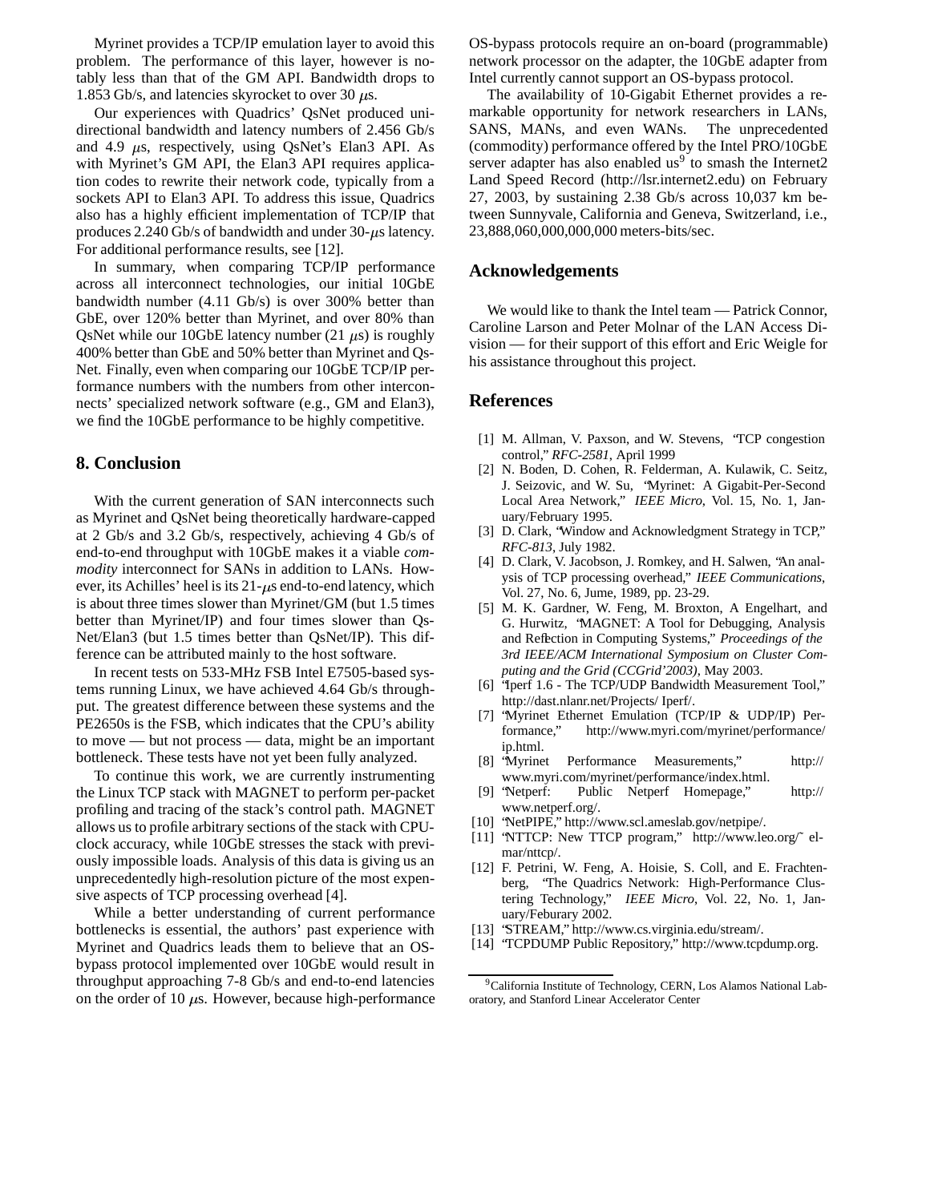Myrinet provides a TCP/IP emulation layer to avoid this problem. The performance of this layer, however is notably less than that of the GM API. Bandwidth drops to 1.853 Gb/s, and latencies skyrocket to over 30 $\mu$s.

Our experiences with Quadrics' QsNet produced unidirectional bandwidth and latency numbers of 2.456 Gb/s and 4.9 $\mu$s, respectively, using QsNet's Elan3 API. As with Myrinet's GM API, the Elan3 API requires application codes to rewrite their network code, typically from a sockets API to Elan3 API. To address this issue, Quadrics also has a highly efficient implementation of TCP/IP that produces 2.240 Gb/s of bandwidth and under 30-$\mu$s latency. For additional performance results, see [12].

In summary, when comparing TCP/IP performance across all interconnect technologies, our initial 10GbE bandwidth number (4.11 Gb/s) is over 300% better than GbE, over 120% better than Myrinet, and over 80% than QsNet while our 10GbE latency number (21 $\mu$s) is roughly 400% better than GbE and 50% better than Myrinet and QsNet. Finally, even when comparing our 10GbE TCP/IP performance numbers with the numbers from other interconnects' specialized network software (e.g., GM and Elan3), we find the 10GbE performance to be highly competitive.

## 8. Conclusion

With the current generation of SAN interconnects such as Myrinet and QsNet being theoretically hardware-capped at 2 Gb/s and 3.2 Gb/s, respectively, achieving 4 Gb/s of end-to-end throughput with 10GbE makes it a viable *commodity* interconnect for SANs in addition to LANs. However, its Achilles' heel is its 21-$\mu$s end-to-end latency, which is about three times slower than Myrinet/GM (but 1.5 times better than Myrinet/IP) and four times slower than QsNet/Elan3 (but 1.5 times better than QsNet/IP). This difference can be attributed mainly to the host software.

In recent tests on 533-MHz FSB Intel E7505-based systems running Linux, we have achieved 4.64 Gb/s throughput. The greatest difference between these systems and the PE2650s is the FSB, which indicates that the CPU's ability to move — but not process — data, might be an important bottleneck. These tests have not yet been fully analyzed.

To continue this work, we are currently instrumenting the Linux TCP stack with MAGNET to perform per-packet profiling and tracing of the stack's control path. MAGNET allows us to profile arbitrary sections of the stack with CPU-clock accuracy, while 10GbE stresses the stack with previously impossible loads. Analysis of this data is giving us an unprecedentedly high-resolution picture of the most expensive aspects of TCP processing overhead [4].

While a better understanding of current performance bottlenecks is essential, the authors' past experience with Myrinet and Quadrics leads them to believe that an OS-bypass protocol implemented over 10GbE would result in throughput approaching 7-8 Gb/s and end-to-end latencies on the order of 10 $\mu$s. However, because high-performance OS-bypass protocols require an on-board (programmable) network processor on the adapter, the 10GbE adapter from Intel currently cannot support an OS-bypass protocol.

The availability of 10-Gigabit Ethernet provides a remarkable opportunity for network researchers in LANs, SANS, MANs, and even WANs. The unprecedented (commodity) performance offered by the Intel PRO/10GbE server adapter has also enabled us[9] to smash the Internet2 Land Speed Record (http://lsr.internet2.edu) on February 27, 2003, by sustaining 2.38 Gb/s across 10,037 km between Sunnyvale, California and Geneva, Switzerland, i.e., 23,888,060,000,000,000 meters-bits/sec.

## Acknowledgements

We would like to thank the Intel team — Patrick Connor, Caroline Larson and Peter Molnar of the LAN Access Division — for their support of this effort and Eric Weigle for his assistance throughout this project.

## References

[1] M. Allman, V. Paxson, and W. Stevens, "TCP congestion control," *RFC-2581*, April 1999

[2] N. Boden, D. Cohen, R. Felderman, A. Kulawik, C. Seitz, J. Seizovic, and W. Su, "Myrinet: A Gigabit-Per-Second Local Area Network," *IEEE Micro*, Vol. 15, No. 1, January/February 1995.

[3] D. Clark, "Window and Acknowledgment Strategy in TCP," *RFC-813*, July 1982.

[4] D. Clark, V. Jacobson, J. Romkey, and H. Salwen, "An analysis of TCP processing overhead," *IEEE Communications*, Vol. 27, No. 6, Jume, 1989, pp. 23-29.

[5] M. K. Gardner, W. Feng, M. Broxton, A Engelhart, and G. Hurwitz, "MAGNET: A Tool for Debugging, Analysis and Reflection in Computing Systems," *Proceedings of the 3rd IEEE/ACM International Symposium on Cluster Computing and the Grid (CCGrid'2003)*, May 2003.

[6] "Iperf 1.6 - The TCP/UDP Bandwidth Measurement Tool," http://dast.nlanr.net/Projects/ Iperf/.

[7] "Myrinet Ethernet Emulation (TCP/IP & UDP/IP) Performance," http://www.myri.com/myrinet/performance/ip.html.

[8] "Myrinet Performance Measurements," http://www.myri.com/myrinet/performance/index.html.

[9] "Netperf: Public Netperf Homepage," http://www.netperf.org/.

[10] "NetPIPE," http://www.scl.ameslab.gov/netpipe/.

[11] "NTTCP: New TTCP program," http://www.leo.org/~ elmar/nttcp/.

[12] F. Petrini, W. Feng, A. Hoisie, S. Coll, and E. Frachtenberg, "The Quadrics Network: High-Performance Clustering Technology," *IEEE Micro*, Vol. 22, No. 1, January/Feburary 2002.

[13] "STREAM," http://www.cs.virginia.edu/stream/.

[14] "TCPDUMP Public Repository," http://www.tcpdump.org.

[9] California Institute of Technology, CERN, Los Alamos National Laboratory, and Stanford Linear Accelerator Center